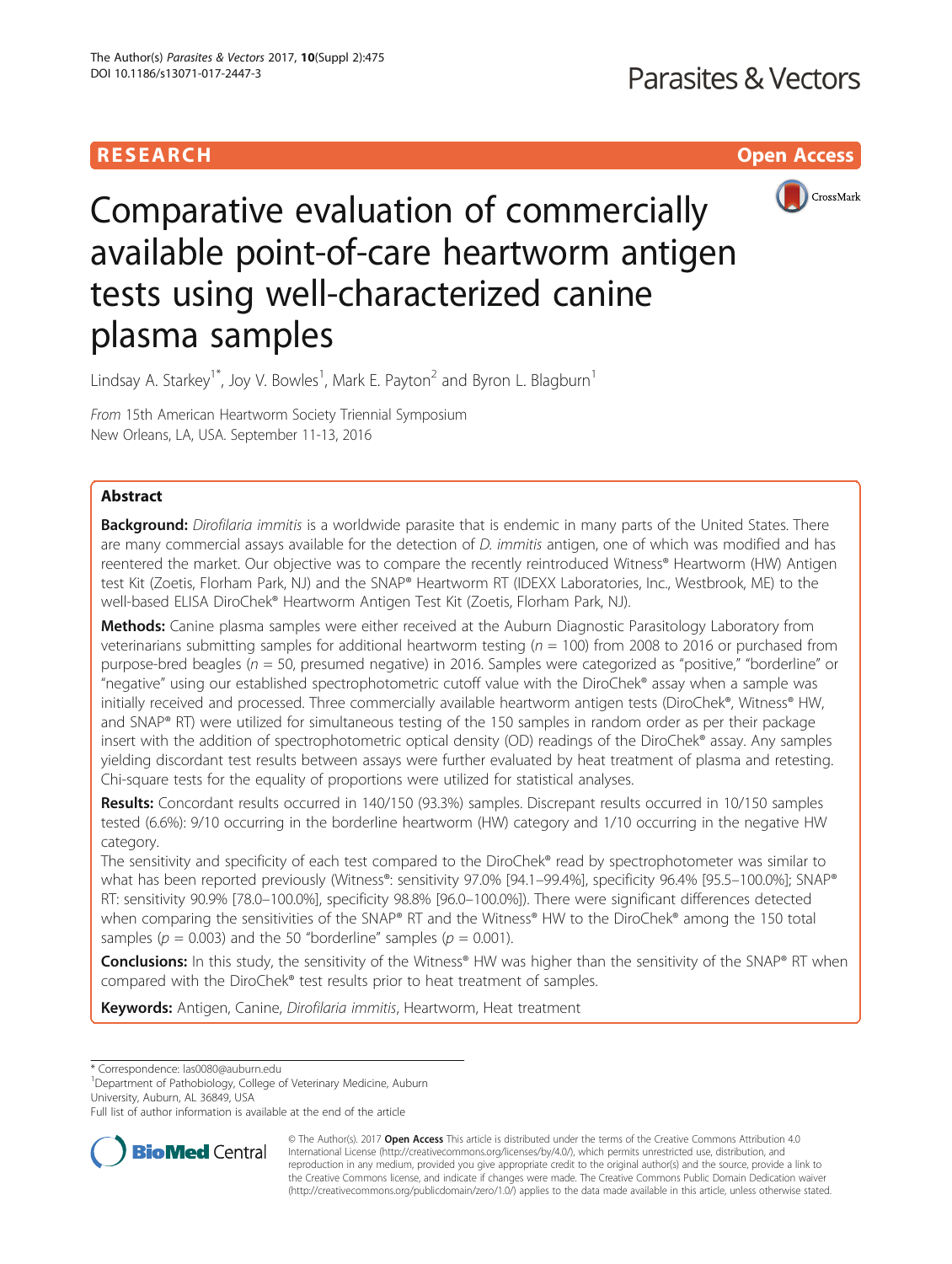RESEARCH Open Access

# Comparative evaluation of commercially available point-of-care heartworm antigen tests using well-characterized canine plasma samples

Lindsay A. Starkey[1*], Joy V. Bowles[1], Mark E. Payton[2] and Byron L. Blagburn[1]

*From* 15th American Heartworm Society Triennial Symposium
New Orleans, LA, USA. September 11-13, 2016

## Abstract

**Background:** *Dirofilaria immitis* is a worldwide parasite that is endemic in many parts of the United States. There are many commercial assays available for the detection of *D. immitis* antigen, one of which was modified and has reentered the market. Our objective was to compare the recently reintroduced Witness® Heartworm (HW) Antigen test Kit (Zoetis, Florham Park, NJ) and the SNAP® Heartworm RT (IDEXX Laboratories, Inc., Westbrook, ME) to the well-based ELISA DiroChek® Heartworm Antigen Test Kit (Zoetis, Florham Park, NJ).

**Methods:** Canine plasma samples were either received at the Auburn Diagnostic Parasitology Laboratory from veterinarians submitting samples for additional heartworm testing ($n$ = 100) from 2008 to 2016 or purchased from purpose-bred beagles ($n$ = 50, presumed negative) in 2016. Samples were categorized as "positive," "borderline" or "negative" using our established spectrophotometric cutoff value with the DiroChek® assay when a sample was initially received and processed. Three commercially available heartworm antigen tests (DiroChek®, Witness® HW, and SNAP® RT) were utilized for simultaneous testing of the 150 samples in random order as per their package insert with the addition of spectrophotometric optical density (OD) readings of the DiroChek® assay. Any samples yielding discordant test results between assays were further evaluated by heat treatment of plasma and retesting. Chi-square tests for the equality of proportions were utilized for statistical analyses.

**Results:** Concordant results occurred in 140/150 (93.3%) samples. Discrepant results occurred in 10/150 samples tested (6.6%): 9/10 occurring in the borderline heartworm (HW) category and 1/10 occurring in the negative HW category.

The sensitivity and specificity of each test compared to the DiroChek® read by spectrophotometer was similar to what has been reported previously (Witness®: sensitivity 97.0% [94.1–99.4%], specificity 96.4% [95.5–100.0%]; SNAP® RT: sensitivity 90.9% [78.0–100.0%], specificity 98.8% [96.0–100.0%]). There were significant differences detected when comparing the sensitivities of the SNAP® RT and the Witness® HW to the DiroChek® among the 150 total samples ($p$ = 0.003) and the 50 "borderline" samples ($p$ = 0.001).

**Conclusions:** In this study, the sensitivity of the Witness® HW was higher than the sensitivity of the SNAP® RT when compared with the DiroChek® test results prior to heat treatment of samples.

**Keywords:** Antigen, Canine, *Dirofilaria immitis*, Heartworm, Heat treatment

\* Correspondence: las0080@auburn.edu
[1]Department of Pathobiology, College of Veterinary Medicine, Auburn University, Auburn, AL 36849, USA
Full list of author information is available at the end of the article

© The Author(s). 2017 **Open Access** This article is distributed under the terms of the Creative Commons Attribution 4.0 International License (http://creativecommons.org/licenses/by/4.0/), which permits unrestricted use, distribution, and reproduction in any medium, provided you give appropriate credit to the original author(s) and the source, provide a link to the Creative Commons license, and indicate if changes were made. The Creative Commons Public Domain Dedication waiver (http://creativecommons.org/publicdomain/zero/1.0/) applies to the data made available in this article, unless otherwise stated.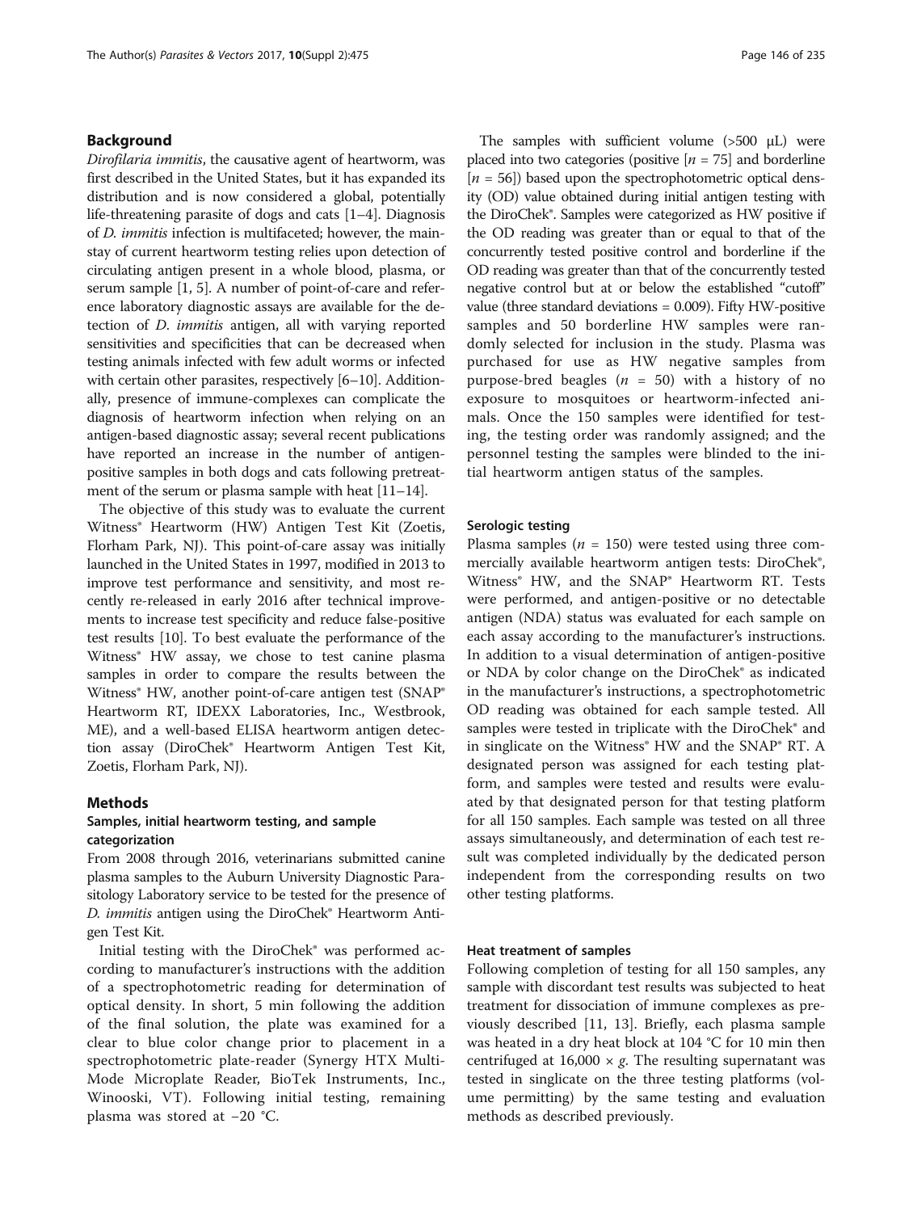## Background

*Dirofilaria immitis*, the causative agent of heartworm, was first described in the United States, but it has expanded its distribution and is now considered a global, potentially life-threatening parasite of dogs and cats [1–4]. Diagnosis of *D. immitis* infection is multifaceted; however, the mainstay of current heartworm testing relies upon detection of circulating antigen present in a whole blood, plasma, or serum sample [1, 5]. A number of point-of-care and reference laboratory diagnostic assays are available for the detection of *D. immitis* antigen, all with varying reported sensitivities and specificities that can be decreased when testing animals infected with few adult worms or infected with certain other parasites, respectively [6–10]. Additionally, presence of immune-complexes can complicate the diagnosis of heartworm infection when relying on an antigen-based diagnostic assay; several recent publications have reported an increase in the number of antigen-positive samples in both dogs and cats following pretreatment of the serum or plasma sample with heat [11–14].

The objective of this study was to evaluate the current Witness® Heartworm (HW) Antigen Test Kit (Zoetis, Florham Park, NJ). This point-of-care assay was initially launched in the United States in 1997, modified in 2013 to improve test performance and sensitivity, and most recently re-released in early 2016 after technical improvements to increase test specificity and reduce false-positive test results [10]. To best evaluate the performance of the Witness® HW assay, we chose to test canine plasma samples in order to compare the results between the Witness® HW, another point-of-care antigen test (SNAP® Heartworm RT, IDEXX Laboratories, Inc., Westbrook, ME), and a well-based ELISA heartworm antigen detection assay (DiroChek® Heartworm Antigen Test Kit, Zoetis, Florham Park, NJ).

## Methods

### Samples, initial heartworm testing, and sample categorization

From 2008 through 2016, veterinarians submitted canine plasma samples to the Auburn University Diagnostic Parasitology Laboratory service to be tested for the presence of *D. immitis* antigen using the DiroChek® Heartworm Antigen Test Kit.

Initial testing with the DiroChek® was performed according to manufacturer's instructions with the addition of a spectrophotometric reading for determination of optical density. In short, 5 min following the addition of the final solution, the plate was examined for a clear to blue color change prior to placement in a spectrophotometric plate-reader (Synergy HTX Multi-Mode Microplate Reader, BioTek Instruments, Inc., Winooski, VT). Following initial testing, remaining plasma was stored at −20 °C.

The samples with sufficient volume (>500 μL) were placed into two categories (positive [$n$ = 75] and borderline [$n$ = 56]) based upon the spectrophotometric optical density (OD) value obtained during initial antigen testing with the DiroChek®. Samples were categorized as HW positive if the OD reading was greater than or equal to that of the concurrently tested positive control and borderline if the OD reading was greater than that of the concurrently tested negative control but at or below the established "cutoff" value (three standard deviations = 0.009). Fifty HW-positive samples and 50 borderline HW samples were randomly selected for inclusion in the study. Plasma was purchased for use as HW negative samples from purpose-bred beagles ($n$ = 50) with a history of no exposure to mosquitoes or heartworm-infected animals. Once the 150 samples were identified for testing, the testing order was randomly assigned; and the personnel testing the samples were blinded to the initial heartworm antigen status of the samples.

### Serologic testing

Plasma samples ($n$ = 150) were tested using three commercially available heartworm antigen tests: DiroChek®, Witness® HW, and the SNAP® Heartworm RT. Tests were performed, and antigen-positive or no detectable antigen (NDA) status was evaluated for each sample on each assay according to the manufacturer's instructions. In addition to a visual determination of antigen-positive or NDA by color change on the DiroChek® as indicated in the manufacturer's instructions, a spectrophotometric OD reading was obtained for each sample tested. All samples were tested in triplicate with the DiroChek® and in singlicate on the Witness® HW and the SNAP® RT. A designated person was assigned for each testing platform, and samples were tested and results were evaluated by that designated person for that testing platform for all 150 samples. Each sample was tested on all three assays simultaneously, and determination of each test result was completed individually by the dedicated person independent from the corresponding results on two other testing platforms.

### Heat treatment of samples

Following completion of testing for all 150 samples, any sample with discordant test results was subjected to heat treatment for dissociation of immune complexes as previously described [11, 13]. Briefly, each plasma sample was heated in a dry heat block at 104 °C for 10 min then centrifuged at 16,000 × *g*. The resulting supernatant was tested in singlicate on the three testing platforms (volume permitting) by the same testing and evaluation methods as described previously.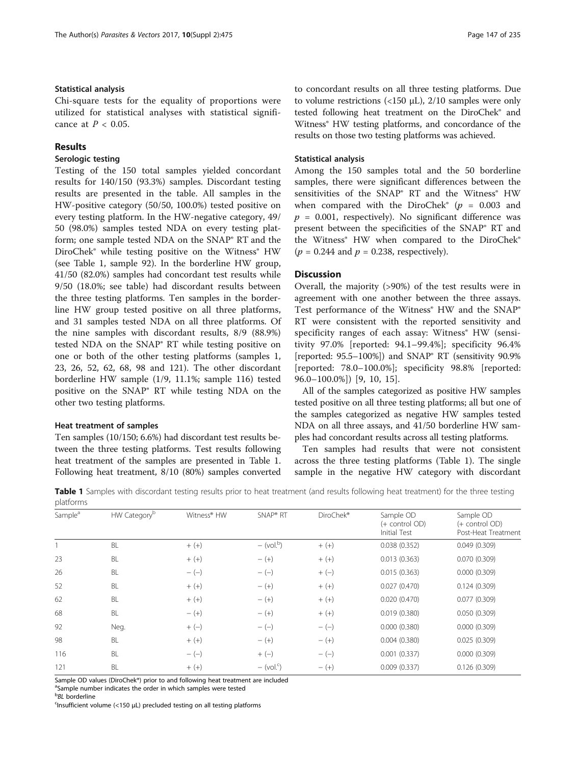### Statistical analysis

Chi-square tests for the equality of proportions were utilized for statistical analyses with statistical significance at $P < 0.05$.

## Results

### Serologic testing

Testing of the 150 total samples yielded concordant results for 140/150 (93.3%) samples. Discordant testing results are presented in the table. All samples in the HW-positive category (50/50, 100.0%) tested positive on every testing platform. In the HW-negative category, 49/50 (98.0%) samples tested NDA on every testing platform; one sample tested NDA on the SNAP® RT and the DiroChek® while testing positive on the Witness® HW (see Table 1, sample 92). In the borderline HW group, 41/50 (82.0%) samples had concordant test results while 9/50 (18.0%; see table) had discordant results between the three testing platforms. Ten samples in the borderline HW group tested positive on all three platforms, and 31 samples tested NDA on all three platforms. Of the nine samples with discordant results, 8/9 (88.9%) tested NDA on the SNAP® RT while testing positive on one or both of the other testing platforms (samples 1, 23, 26, 52, 62, 68, 98 and 121). The other discordant borderline HW sample (1/9, 11.1%; sample 116) tested positive on the SNAP® RT while testing NDA on the other two testing platforms.

### Heat treatment of samples

Ten samples (10/150; 6.6%) had discordant test results between the three testing platforms. Test results following heat treatment of the samples are presented in Table 1. Following heat treatment, 8/10 (80%) samples converted to concordant results on all three testing platforms. Due to volume restrictions (<150 μL), 2/10 samples were only tested following heat treatment on the DiroChek® and Witness® HW testing platforms, and concordance of the results on those two testing platforms was achieved.

### Statistical analysis

Among the 150 samples total and the 50 borderline samples, there were significant differences between the sensitivities of the SNAP® RT and the Witness® HW when compared with the DiroChek® ($p = 0.003$ and $p = 0.001$, respectively). No significant difference was present between the specificities of the SNAP® RT and the Witness® HW when compared to the DiroChek® ($p = 0.244$ and $p = 0.238$, respectively).

## Discussion

Overall, the majority (>90%) of the test results were in agreement with one another between the three assays. Test performance of the Witness® HW and the SNAP® RT were consistent with the reported sensitivity and specificity ranges of each assay: Witness® HW (sensitivity 97.0% [reported: 94.1–99.4%]; specificity 96.4% [reported: 95.5–100%]) and SNAP® RT (sensitivity 90.9% [reported: 78.0–100.0%]; specificity 98.8% [reported: 96.0–100.0%]) [9, 10, 15].

All of the samples categorized as positive HW samples tested positive on all three testing platforms; all but one of the samples categorized as negative HW samples tested NDA on all three assays, and 41/50 borderline HW samples had concordant results across all testing platforms.

Ten samples had results that were not consistent across the three testing platforms (Table 1). The single sample in the negative HW category with discordant

**Table 1** Samples with discordant testing results prior to heat treatment (and results following heat treatment) for the three testing platforms

| Sample[a] | HW Category[b] | Witness® HW | SNAP® RT | DiroChek® | Sample OD (+ control OD) Initial Test | Sample OD (+ control OD) Post-Heat Treatment |
|---|---|---|---|---|---|---|
| 1 | BL | + (+) | − (vol.[b]) | + (+) | 0.038 (0.352) | 0.049 (0.309) |
| 23 | BL | + (+) | − (+) | + (+) | 0.013 (0.363) | 0.070 (0.309) |
| 26 | BL | − (−) | − (−) | + (−) | 0.015 (0.363) | 0.000 (0.309) |
| 52 | BL | + (+) | − (+) | + (+) | 0.027 (0.470) | 0.124 (0.309) |
| 62 | BL | + (+) | − (+) | + (+) | 0.020 (0.470) | 0.077 (0.309) |
| 68 | BL | − (+) | − (+) | + (+) | 0.019 (0.380) | 0.050 (0.309) |
| 92 | Neg. | + (−) | − (−) | − (−) | 0.000 (0.380) | 0.000 (0.309) |
| 98 | BL | + (+) | − (+) | − (+) | 0.004 (0.380) | 0.025 (0.309) |
| 116 | BL | − (−) | + (−) | − (−) | 0.001 (0.337) | 0.000 (0.309) |
| 121 | BL | + (+) | − (vol.[c]) | − (+) | 0.009 (0.337) | 0.126 (0.309) |

Sample OD values (DiroChek®) prior to and following heat treatment are included

[a]Sample number indicates the order in which samples were tested

[b]*BL* borderline

[c]Insufficient volume (<150 μL) precluded testing on all testing platforms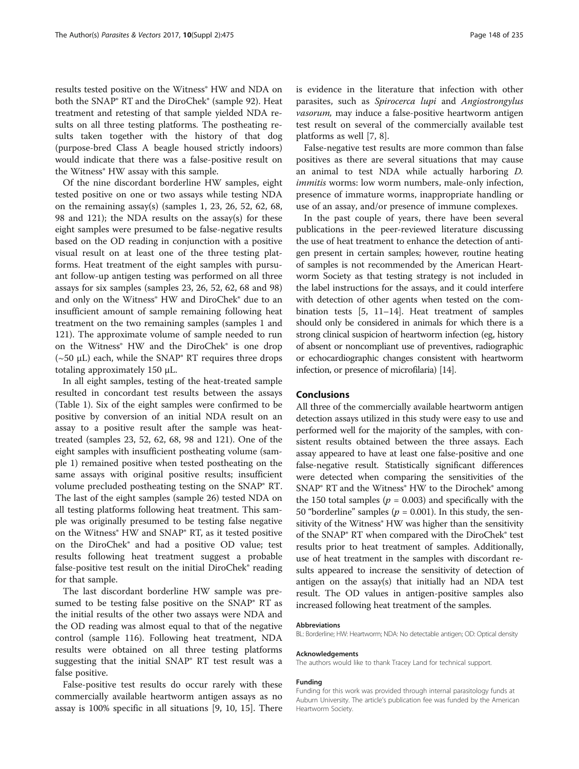results tested positive on the Witness® HW and NDA on both the SNAP® RT and the DiroChek® (sample 92). Heat treatment and retesting of that sample yielded NDA results on all three testing platforms. The postheating results taken together with the history of that dog (purpose-bred Class A beagle housed strictly indoors) would indicate that there was a false-positive result on the Witness® HW assay with this sample.

Of the nine discordant borderline HW samples, eight tested positive on one or two assays while testing NDA on the remaining assay(s) (samples 1, 23, 26, 52, 62, 68, 98 and 121); the NDA results on the assay(s) for these eight samples were presumed to be false-negative results based on the OD reading in conjunction with a positive visual result on at least one of the three testing platforms. Heat treatment of the eight samples with pursuant follow-up antigen testing was performed on all three assays for six samples (samples 23, 26, 52, 62, 68 and 98) and only on the Witness® HW and DiroChek® due to an insufficient amount of sample remaining following heat treatment on the two remaining samples (samples 1 and 121). The approximate volume of sample needed to run on the Witness® HW and the DiroChek® is one drop (~50 μL) each, while the SNAP® RT requires three drops totaling approximately 150 μL.

In all eight samples, testing of the heat-treated sample resulted in concordant test results between the assays (Table 1). Six of the eight samples were confirmed to be positive by conversion of an initial NDA result on an assay to a positive result after the sample was heat-treated (samples 23, 52, 62, 68, 98 and 121). One of the eight samples with insufficient postheating volume (sample 1) remained positive when tested postheating on the same assays with original positive results; insufficient volume precluded postheating testing on the SNAP® RT. The last of the eight samples (sample 26) tested NDA on all testing platforms following heat treatment. This sample was originally presumed to be testing false negative on the Witness® HW and SNAP® RT, as it tested positive on the DiroChek® and had a positive OD value; test results following heat treatment suggest a probable false-positive test result on the initial DiroChek® reading for that sample.

The last discordant borderline HW sample was presumed to be testing false positive on the SNAP® RT as the initial results of the other two assays were NDA and the OD reading was almost equal to that of the negative control (sample 116). Following heat treatment, NDA results were obtained on all three testing platforms suggesting that the initial SNAP® RT test result was a false positive.

False-positive test results do occur rarely with these commercially available heartworm antigen assays as no assay is 100% specific in all situations [9, 10, 15]. There is evidence in the literature that infection with other parasites, such as *Spirocerca lupi* and *Angiostrongylus vasorum*, may induce a false-positive heartworm antigen test result on several of the commercially available test platforms as well [7, 8].

False-negative test results are more common than false positives as there are several situations that may cause an animal to test NDA while actually harboring *D. immitis* worms: low worm numbers, male-only infection, presence of immature worms, inappropriate handling or use of an assay, and/or presence of immune complexes.

In the past couple of years, there have been several publications in the peer-reviewed literature discussing the use of heat treatment to enhance the detection of antigen present in certain samples; however, routine heating of samples is not recommended by the American Heartworm Society as that testing strategy is not included in the label instructions for the assays, and it could interfere with detection of other agents when tested on the combination tests [5, 11–14]. Heat treatment of samples should only be considered in animals for which there is a strong clinical suspicion of heartworm infection (eg, history of absent or noncompliant use of preventives, radiographic or echocardiographic changes consistent with heartworm infection, or presence of microfilaria) [14].

## Conclusions

All three of the commercially available heartworm antigen detection assays utilized in this study were easy to use and performed well for the majority of the samples, with consistent results obtained between the three assays. Each assay appeared to have at least one false-positive and one false-negative result. Statistically significant differences were detected when comparing the sensitivities of the SNAP® RT and the Witness® HW to the Dirochek® among the 150 total samples ($p = 0.003$) and specifically with the 50 "borderline" samples ($p = 0.001$). In this study, the sensitivity of the Witness® HW was higher than the sensitivity of the SNAP® RT when compared with the DiroChek® test results prior to heat treatment of samples. Additionally, use of heat treatment in the samples with discordant results appeared to increase the sensitivity of detection of antigen on the assay(s) that initially had an NDA test result. The OD values in antigen-positive samples also increased following heat treatment of the samples.

#### Abbreviations

BL: Borderline; HW: Heartworm; NDA: No detectable antigen; OD: Optical density

#### Acknowledgements

The authors would like to thank Tracey Land for technical support.

#### Funding

Funding for this work was provided through internal parasitology funds at Auburn University. The article's publication fee was funded by the American Heartworm Society.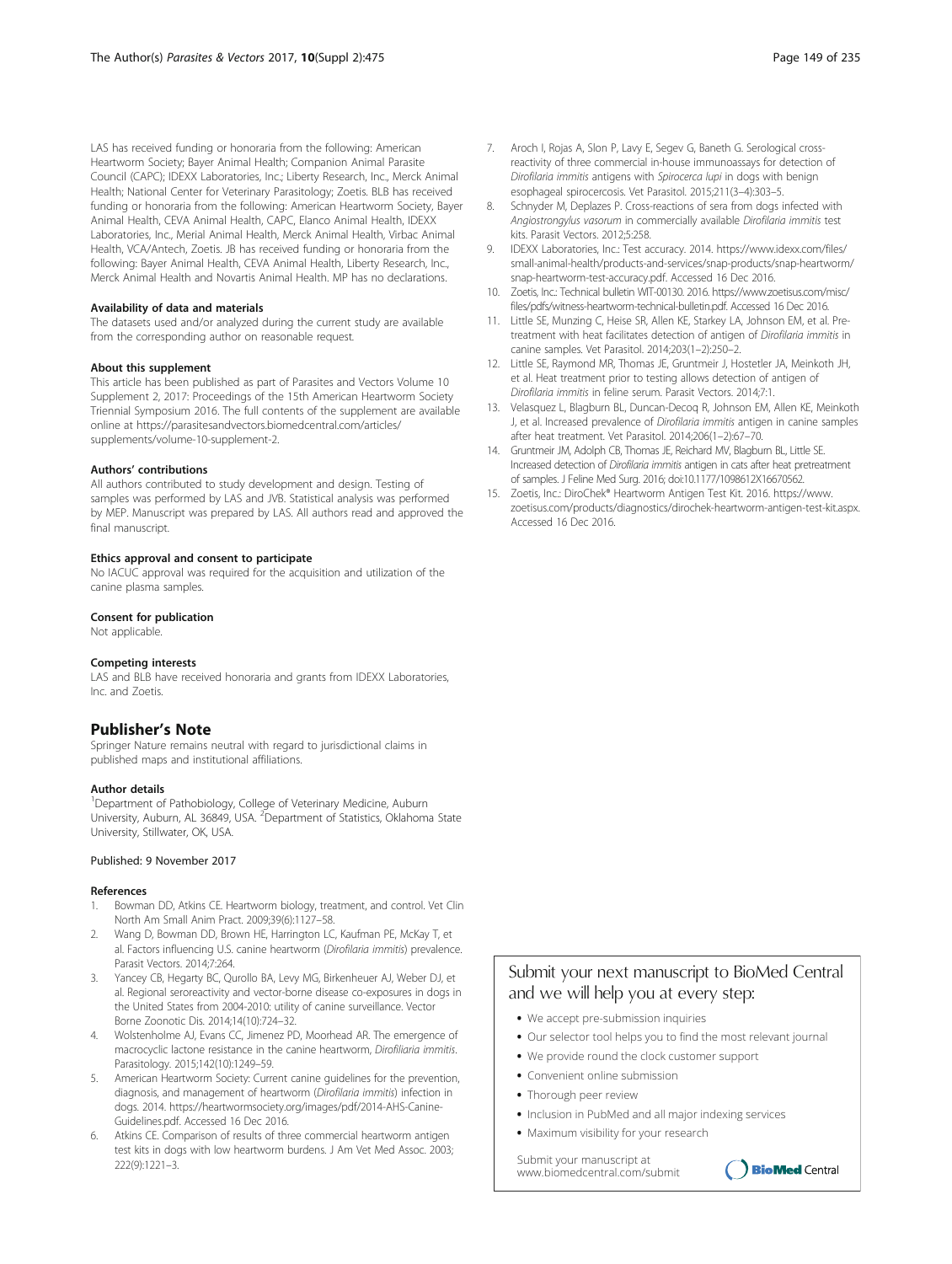LAS has received funding or honoraria from the following: American Heartworm Society; Bayer Animal Health; Companion Animal Parasite Council (CAPC); IDEXX Laboratories, Inc.; Liberty Research, Inc., Merck Animal Health; National Center for Veterinary Parasitology; Zoetis. BLB has received funding or honoraria from the following: American Heartworm Society, Bayer Animal Health, CEVA Animal Health, CAPC, Elanco Animal Health, IDEXX Laboratories, Inc., Merial Animal Health, Merck Animal Health, Virbac Animal Health, VCA/Antech, Zoetis. JB has received funding or honoraria from the following: Bayer Animal Health, CEVA Animal Health, Liberty Research, Inc., Merck Animal Health and Novartis Animal Health. MP has no declarations.

#### Availability of data and materials

The datasets used and/or analyzed during the current study are available from the corresponding author on reasonable request.

#### About this supplement

This article has been published as part of Parasites and Vectors Volume 10 Supplement 2, 2017: Proceedings of the 15th American Heartworm Society Triennial Symposium 2016. The full contents of the supplement are available online at https://parasitesandvectors.biomedcentral.com/articles/supplements/volume-10-supplement-2.

#### Authors' contributions

All authors contributed to study development and design. Testing of samples was performed by LAS and JVB. Statistical analysis was performed by MEP. Manuscript was prepared by LAS. All authors read and approved the final manuscript.

#### Ethics approval and consent to participate

No IACUC approval was required for the acquisition and utilization of the canine plasma samples.

#### Consent for publication

Not applicable.

#### Competing interests

LAS and BLB have received honoraria and grants from IDEXX Laboratories, Inc. and Zoetis.

## Publisher's Note

Springer Nature remains neutral with regard to jurisdictional claims in published maps and institutional affiliations.

#### Author details

[1]Department of Pathobiology, College of Veterinary Medicine, Auburn University, Auburn, AL 36849, USA. [2]Department of Statistics, Oklahoma State University, Stillwater, OK, USA.

Published: 9 November 2017

#### References

1. Bowman DD, Atkins CE. Heartworm biology, treatment, and control. Vet Clin North Am Small Anim Pract. 2009;39(6):1127–58.
2. Wang D, Bowman DD, Brown HE, Harrington LC, Kaufman PE, McKay T, et al. Factors influencing U.S. canine heartworm (*Dirofilaria immitis*) prevalence. Parasit Vectors. 2014;7:264.
3. Yancey CB, Hegarty BC, Qurollo BA, Levy MG, Birkenheuer AJ, Weber DJ, et al. Regional seroreactivity and vector-borne disease co-exposures in dogs in the United States from 2004-2010: utility of canine surveillance. Vector Borne Zoonotic Dis. 2014;14(10):724–32.
4. Wolstenholme AJ, Evans CC, Jimenez PD, Moorhead AR. The emergence of macrocyclic lactone resistance in the canine heartworm, *Dirofiliaria immitis*. Parasitology. 2015;142(10):1249–59.
5. American Heartworm Society: Current canine guidelines for the prevention, diagnosis, and management of heartworm (*Dirofilaria immitis*) infection in dogs. 2014. https://heartwormsociety.org/images/pdf/2014-AHS-Canine-Guidelines.pdf. Accessed 16 Dec 2016.
6. Atkins CE. Comparison of results of three commercial heartworm antigen test kits in dogs with low heartworm burdens. J Am Vet Med Assoc. 2003; 222(9):1221–3.
7. Aroch I, Rojas A, Slon P, Lavy E, Segev G, Baneth G. Serological cross-reactivity of three commercial in-house immunoassays for detection of *Dirofilaria immitis* antigens with *Spirocerca lupi* in dogs with benign esophageal spirocercosis. Vet Parasitol. 2015;211(3–4):303–5.
8. Schnyder M, Deplazes P. Cross-reactions of sera from dogs infected with *Angiostrongylus vasorum* in commercially available *Dirofilaria immitis* test kits. Parasit Vectors. 2012;5:258.
9. IDEXX Laboratories, Inc.: Test accuracy. 2014. https://www.idexx.com/files/small-animal-health/products-and-services/snap-products/snap-heartworm/snap-heartworm-test-accuracy.pdf. Accessed 16 Dec 2016.
10. Zoetis, Inc.: Technical bulletin WIT-00130. 2016. https://www.zoetisus.com/misc/files/pdfs/witness-heartworm-technical-bulletin.pdf. Accessed 16 Dec 2016.
11. Little SE, Munzing C, Heise SR, Allen KE, Starkey LA, Johnson EM, et al. Pre-treatment with heat facilitates detection of antigen of *Dirofilaria immitis* in canine samples. Vet Parasitol. 2014;203(1–2):250–2.
12. Little SE, Raymond MR, Thomas JE, Gruntmeir J, Hostetler JA, Meinkoth JH, et al. Heat treatment prior to testing allows detection of antigen of *Dirofilaria immitis* in feline serum. Parasit Vectors. 2014;7:1.
13. Velasquez L, Blagburn BL, Duncan-Decoq R, Johnson EM, Allen KE, Meinkoth J, et al. Increased prevalence of *Dirofilaria immitis* antigen in canine samples after heat treatment. Vet Parasitol. 2014;206(1–2):67–70.
14. Gruntmeir JM, Adolph CB, Thomas JE, Reichard MV, Blagburn BL, Little SE. Increased detection of *Dirofilaria immitis* antigen in cats after heat pretreatment of samples. J Feline Med Surg. 2016; doi:10.1177/1098612X16670562.
15. Zoetis, Inc.: DiroChek® Heartworm Antigen Test Kit. 2016. https://www.zoetisus.com/products/diagnostics/dirochek-heartworm-antigen-test-kit.aspx. Accessed 16 Dec 2016.

Submit your next manuscript to BioMed Central and we will help you at every step:

- We accept pre-submission inquiries
- Our selector tool helps you to find the most relevant journal
- We provide round the clock customer support
- Convenient online submission
- Thorough peer review
- Inclusion in PubMed and all major indexing services
- Maximum visibility for your research

Submit your manuscript at
www.biomedcentral.com/submit

BioMed Central